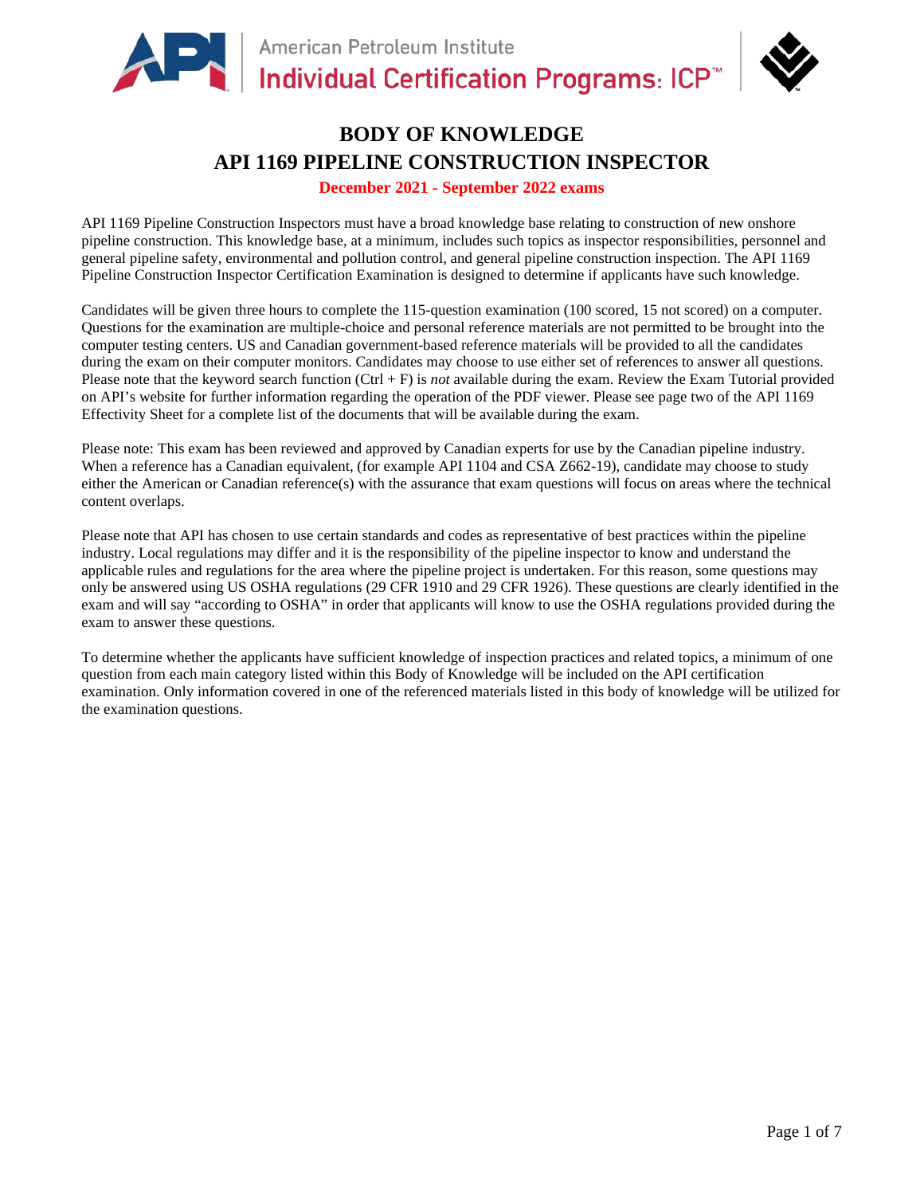# BODY OF KNOWLEDGE
# API 1169 PIPELINE CONSTRUCTION INSPECTOR

**December 2021 - September 2022 exams**

API 1169 Pipeline Construction Inspectors must have a broad knowledge base relating to construction of new onshore pipeline construction. This knowledge base, at a minimum, includes such topics as inspector responsibilities, personnel and general pipeline safety, environmental and pollution control, and general pipeline construction inspection. The API 1169 Pipeline Construction Inspector Certification Examination is designed to determine if applicants have such knowledge.

Candidates will be given three hours to complete the 115-question examination (100 scored, 15 not scored) on a computer. Questions for the examination are multiple-choice and personal reference materials are not permitted to be brought into the computer testing centers. US and Canadian government-based reference materials will be provided to all the candidates during the exam on their computer monitors. Candidates may choose to use either set of references to answer all questions. Please note that the keyword search function (Ctrl + F) is *not* available during the exam. Review the Exam Tutorial provided on API's website for further information regarding the operation of the PDF viewer. Please see page two of the API 1169 Effectivity Sheet for a complete list of the documents that will be available during the exam.

Please note: This exam has been reviewed and approved by Canadian experts for use by the Canadian pipeline industry. When a reference has a Canadian equivalent, (for example API 1104 and CSA Z662-19), candidate may choose to study either the American or Canadian reference(s) with the assurance that exam questions will focus on areas where the technical content overlaps.

Please note that API has chosen to use certain standards and codes as representative of best practices within the pipeline industry. Local regulations may differ and it is the responsibility of the pipeline inspector to know and understand the applicable rules and regulations for the area where the pipeline project is undertaken. For this reason, some questions may only be answered using US OSHA regulations (29 CFR 1910 and 29 CFR 1926). These questions are clearly identified in the exam and will say "according to OSHA" in order that applicants will know to use the OSHA regulations provided during the exam to answer these questions.

To determine whether the applicants have sufficient knowledge of inspection practices and related topics, a minimum of one question from each main category listed within this Body of Knowledge will be included on the API certification examination. Only information covered in one of the referenced materials listed in this body of knowledge will be utilized for the examination questions.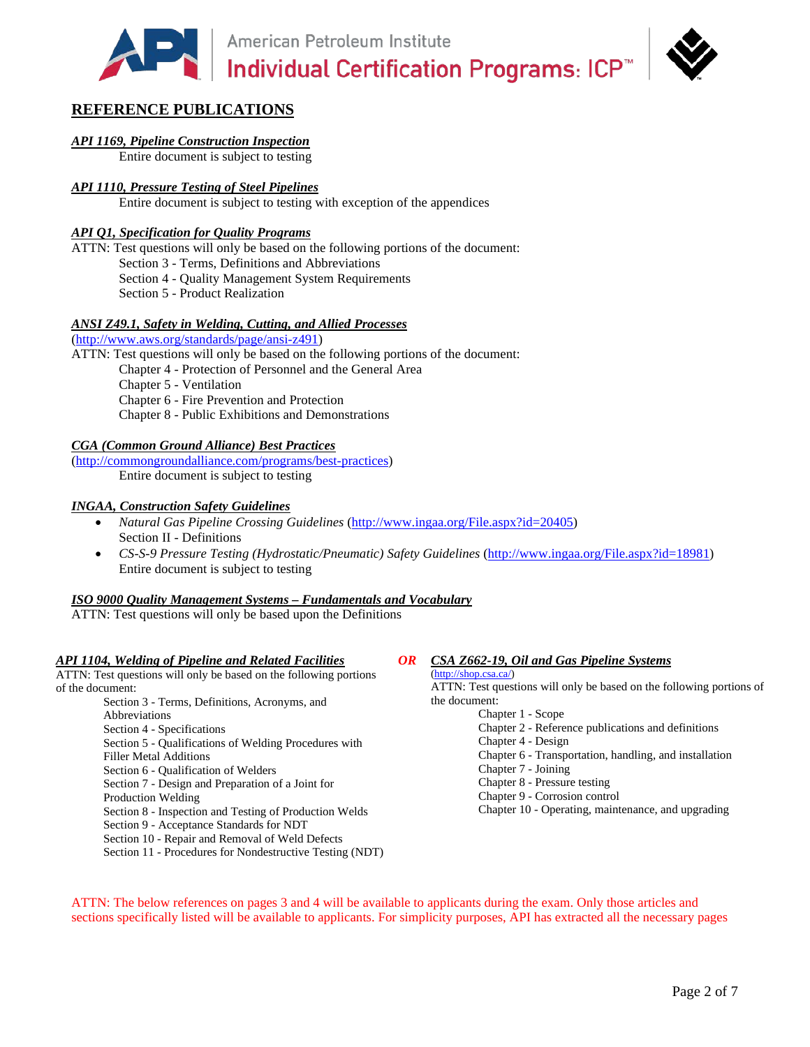## REFERENCE PUBLICATIONS

***API 1169, Pipeline Construction Inspection***

Entire document is subject to testing

***API 1110, Pressure Testing of Steel Pipelines***

Entire document is subject to testing with exception of the appendices

***API Q1, Specification for Quality Programs***

ATTN: Test questions will only be based on the following portions of the document:

- Section 3 - Terms, Definitions and Abbreviations
- Section 4 - Quality Management System Requirements
- Section 5 - Product Realization

***ANSI Z49.1, Safety in Welding, Cutting, and Allied Processes***

(http://www.aws.org/standards/page/ansi-z491)

ATTN: Test questions will only be based on the following portions of the document:

- Chapter 4 - Protection of Personnel and the General Area
- Chapter 5 - Ventilation
- Chapter 6 - Fire Prevention and Protection
- Chapter 8 - Public Exhibitions and Demonstrations

***CGA (Common Ground Alliance) Best Practices***

(http://commongroundalliance.com/programs/best-practices)

Entire document is subject to testing

***INGAA, Construction Safety Guidelines***

- *Natural Gas Pipeline Crossing Guidelines* (http://www.ingaa.org/File.aspx?id=20405)
  Section II - Definitions
- *CS-S-9 Pressure Testing (Hydrostatic/Pneumatic) Safety Guidelines* (http://www.ingaa.org/File.aspx?id=18981)
  Entire document is subject to testing

***ISO 9000 Quality Management Systems – Fundamentals and Vocabulary***

ATTN: Test questions will only be based upon the Definitions

***API 1104, Welding of Pipeline and Related Facilities***

ATTN: Test questions will only be based on the following portions of the document:

- Section 3 - Terms, Definitions, Acronyms, and Abbreviations
- Section 4 - Specifications
- Section 5 - Qualifications of Welding Procedures with Filler Metal Additions
- Section 6 - Qualification of Welders
- Section 7 - Design and Preparation of a Joint for Production Welding
- Section 8 - Inspection and Testing of Production Welds
- Section 9 - Acceptance Standards for NDT
- Section 10 - Repair and Removal of Weld Defects
- Section 11 - Procedures for Nondestructive Testing (NDT)

***OR***

***CSA Z662-19, Oil and Gas Pipeline Systems***

(http://shop.csa.ca/)

ATTN: Test questions will only be based on the following portions of the document:

- Chapter 1 - Scope
- Chapter 2 - Reference publications and definitions
- Chapter 4 - Design
- Chapter 6 - Transportation, handling, and installation
- Chapter 7 - Joining
- Chapter 8 - Pressure testing
- Chapter 9 - Corrosion control
- Chapter 10 - Operating, maintenance, and upgrading

ATTN: The below references on pages 3 and 4 will be available to applicants during the exam. Only those articles and sections specifically listed will be available to applicants. For simplicity purposes, API has extracted all the necessary pages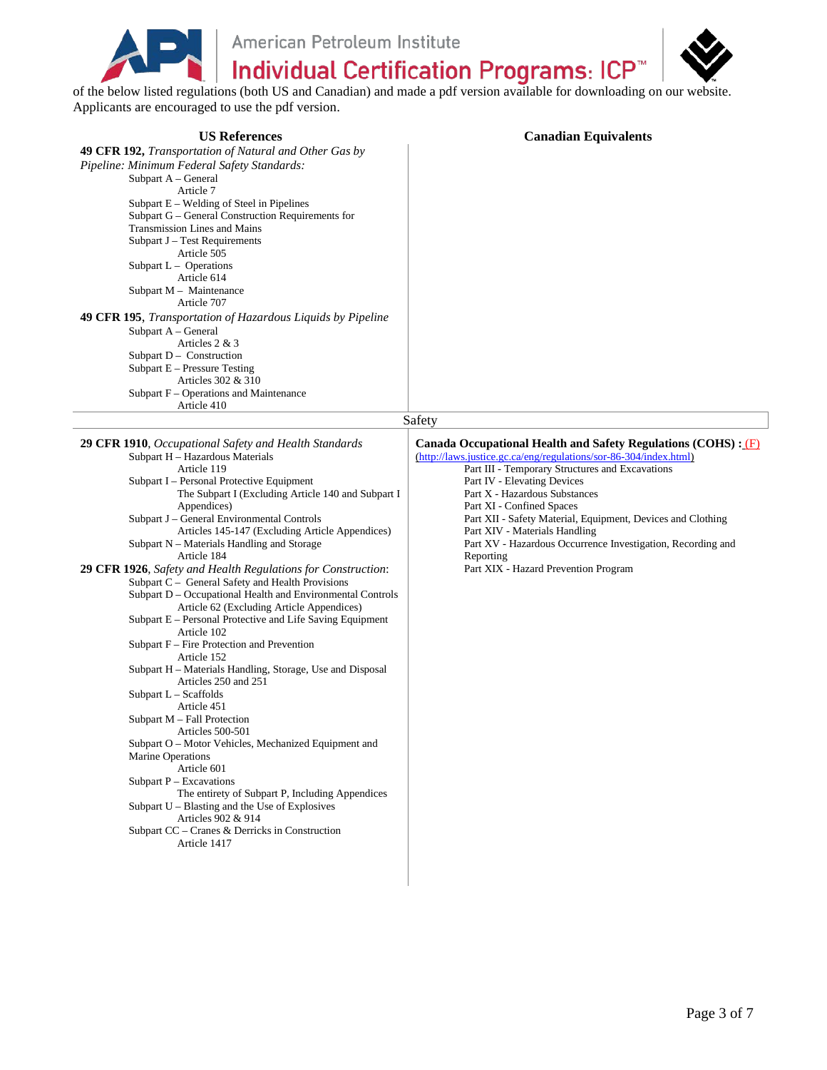of the below listed regulations (both US and Canadian) and made a pdf version available for downloading on our website. Applicants are encouraged to use the pdf version.

| US References | Canadian Equivalents |
|---|---|
| **49 CFR 192,** *Transportation of Natural and Other Gas by Pipeline: Minimum Federal Safety Standards:*<br>Subpart A – General<br>Article 7<br>Subpart E – Welding of Steel in Pipelines<br>Subpart G – General Construction Requirements for Transmission Lines and Mains<br>Subpart J – Test Requirements<br>Article 505<br>Subpart L – Operations<br>Article 614<br>Subpart M – Maintenance<br>Article 707<br>**49 CFR 195**, *Transportation of Hazardous Liquids by Pipeline*<br>Subpart A – General<br>Articles 2 & 3<br>Subpart D – Construction<br>Subpart E – Pressure Testing<br>Articles 302 & 310<br>Subpart F – Operations and Maintenance<br>Article 410 | |
| **Safety** | |
| **29 CFR 1910**, *Occupational Safety and Health Standards*<br>Subpart H – Hazardous Materials<br>Article 119<br>Subpart I – Personal Protective Equipment<br>The Subpart I (Excluding Article 140 and Subpart I Appendices)<br>Subpart J – General Environmental Controls<br>Articles 145-147 (Excluding Article Appendices)<br>Subpart N – Materials Handling and Storage<br>Article 184<br>**29 CFR 1926**, *Safety and Health Regulations for Construction*:<br>Subpart C – General Safety and Health Provisions<br>Subpart D – Occupational Health and Environmental Controls<br>Article 62 (Excluding Article Appendices)<br>Subpart E – Personal Protective and Life Saving Equipment<br>Article 102<br>Subpart F – Fire Protection and Prevention<br>Article 152<br>Subpart H – Materials Handling, Storage, Use and Disposal<br>Articles 250 and 251<br>Subpart L – Scaffolds<br>Article 451<br>Subpart M – Fall Protection<br>Articles 500-501<br>Subpart O – Motor Vehicles, Mechanized Equipment and Marine Operations<br>Article 601<br>Subpart P – Excavations<br>The entirety of Subpart P, Including Appendices<br>Subpart U – Blasting and the Use of Explosives<br>Articles 902 & 914<br>Subpart CC – Cranes & Derricks in Construction<br>Article 1417 | **Canada Occupational Health and Safety Regulations (COHS) :** (F)<br>(http://laws.justice.gc.ca/eng/regulations/sor-86-304/index.html)<br>Part III - Temporary Structures and Excavations<br>Part IV - Elevating Devices<br>Part X - Hazardous Substances<br>Part XI - Confined Spaces<br>Part XII - Safety Material, Equipment, Devices and Clothing<br>Part XIV - Materials Handling<br>Part XV - Hazardous Occurrence Investigation, Recording and Reporting<br>Part XIX - Hazard Prevention Program |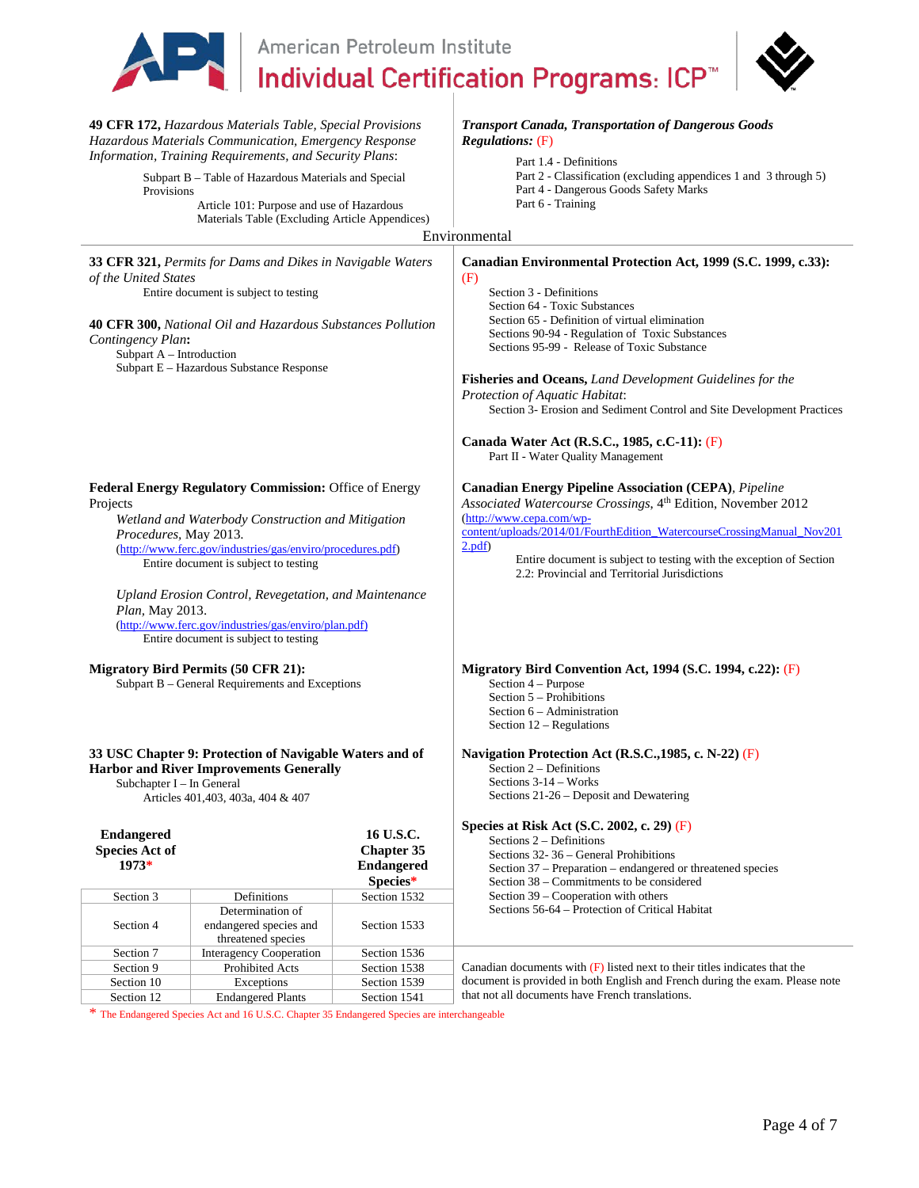**49 CFR 172,** *Hazardous Materials Table, Special Provisions Hazardous Materials Communication, Emergency Response Information, Training Requirements, and Security Plans*:

Subpart B – Table of Hazardous Materials and Special Provisions

Article 101: Purpose and use of Hazardous Materials Table (Excluding Article Appendices)

***Transport Canada, Transportation of Dangerous Goods Regulations:*** (F)

Part 1.4 - Definitions
Part 2 - Classification (excluding appendices 1 and 3 through 5)
Part 4 - Dangerous Goods Safety Marks
Part 6 - Training

## Environmental

**33 CFR 321,** *Permits for Dams and Dikes in Navigable Waters of the United States*

Entire document is subject to testing

**40 CFR 300,** *National Oil and Hazardous Substances Pollution Contingency Plan***:**

Subpart A – Introduction
Subpart E – Hazardous Substance Response

**Federal Energy Regulatory Commission:** Office of Energy Projects

*Wetland and Waterbody Construction and Mitigation Procedures*, May 2013.
(http://www.ferc.gov/industries/gas/enviro/procedures.pdf)

Entire document is subject to testing

*Upland Erosion Control, Revegetation, and Maintenance Plan*, May 2013.
(http://www.ferc.gov/industries/gas/enviro/plan.pdf)

Entire document is subject to testing

**Migratory Bird Permits (50 CFR 21):**

Subpart B – General Requirements and Exceptions

**33 USC Chapter 9: Protection of Navigable Waters and of Harbor and River Improvements Generally**

Subchapter I – In General

Articles 401,403, 403a, 404 & 407

| Endangered Species Act of 1973* | | 16 U.S.C. Chapter 35 Endangered Species* |
|---|---|---|
| Section 3 | Definitions | Section 1532 |
| Section 4 | Determination of endangered species and threatened species | Section 1533 |
| Section 7 | Interagency Cooperation | Section 1536 |
| Section 9 | Prohibited Acts | Section 1538 |
| Section 10 | Exceptions | Section 1539 |
| Section 12 | Endangered Plants | Section 1541 |

\* The Endangered Species Act and 16 U.S.C. Chapter 35 Endangered Species are interchangeable

**Canadian Environmental Protection Act, 1999 (S.C. 1999, c.33):** (F)

Section 3 - Definitions
Section 64 - Toxic Substances
Section 65 - Definition of virtual elimination
Sections 90-94 - Regulation of Toxic Substances
Sections 95-99 - Release of Toxic Substance

**Fisheries and Oceans,** *Land Development Guidelines for the Protection of Aquatic Habitat*:

Section 3- Erosion and Sediment Control and Site Development Practices

**Canada Water Act (R.S.C., 1985, c.C-11):** (F)

Part II - Water Quality Management

**Canadian Energy Pipeline Association (CEPA)**, *Pipeline Associated Watercourse Crossings*, 4th Edition, November 2012
(http://www.cepa.com/wp-content/uploads/2014/01/FourthEdition_WatercourseCrossingManual_Nov2012.pdf)

Entire document is subject to testing with the exception of Section 2.2: Provincial and Territorial Jurisdictions

**Migratory Bird Convention Act, 1994 (S.C. 1994, c.22):** (F)

Section 4 – Purpose
Section 5 – Prohibitions
Section 6 – Administration
Section 12 – Regulations

**Navigation Protection Act (R.S.C.,1985, c. N-22)** (F)

Section 2 – Definitions
Sections 3-14 – Works
Sections 21-26 – Deposit and Dewatering

**Species at Risk Act (S.C. 2002, c. 29)** (F)

Sections 2 – Definitions
Sections 32- 36 – General Prohibitions
Section 37 – Preparation – endangered or threatened species
Section 38 – Commitments to be considered
Section 39 – Cooperation with others
Sections 56-64 – Protection of Critical Habitat

Canadian documents with (F) listed next to their titles indicates that the document is provided in both English and French during the exam. Please note that not all documents have French translations.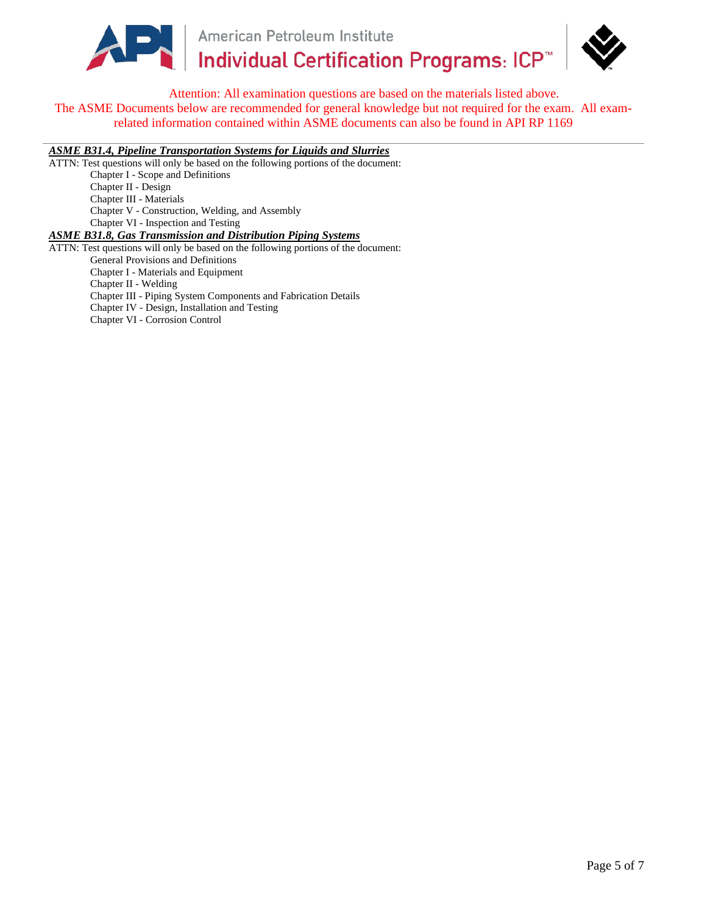Attention: All examination questions are based on the materials listed above.
The ASME Documents below are recommended for general knowledge but not required for the exam. All exam-related information contained within ASME documents can also be found in API RP 1169

***ASME B31.4, Pipeline Transportation Systems for Liquids and Slurries***

ATTN: Test questions will only be based on the following portions of the document:

- Chapter I - Scope and Definitions
- Chapter II - Design
- Chapter III - Materials
- Chapter V - Construction, Welding, and Assembly
- Chapter VI - Inspection and Testing

***ASME B31.8, Gas Transmission and Distribution Piping Systems***

ATTN: Test questions will only be based on the following portions of the document:

- General Provisions and Definitions
- Chapter I - Materials and Equipment
- Chapter II - Welding
- Chapter III - Piping System Components and Fabrication Details
- Chapter IV - Design, Installation and Testing
- Chapter VI - Corrosion Control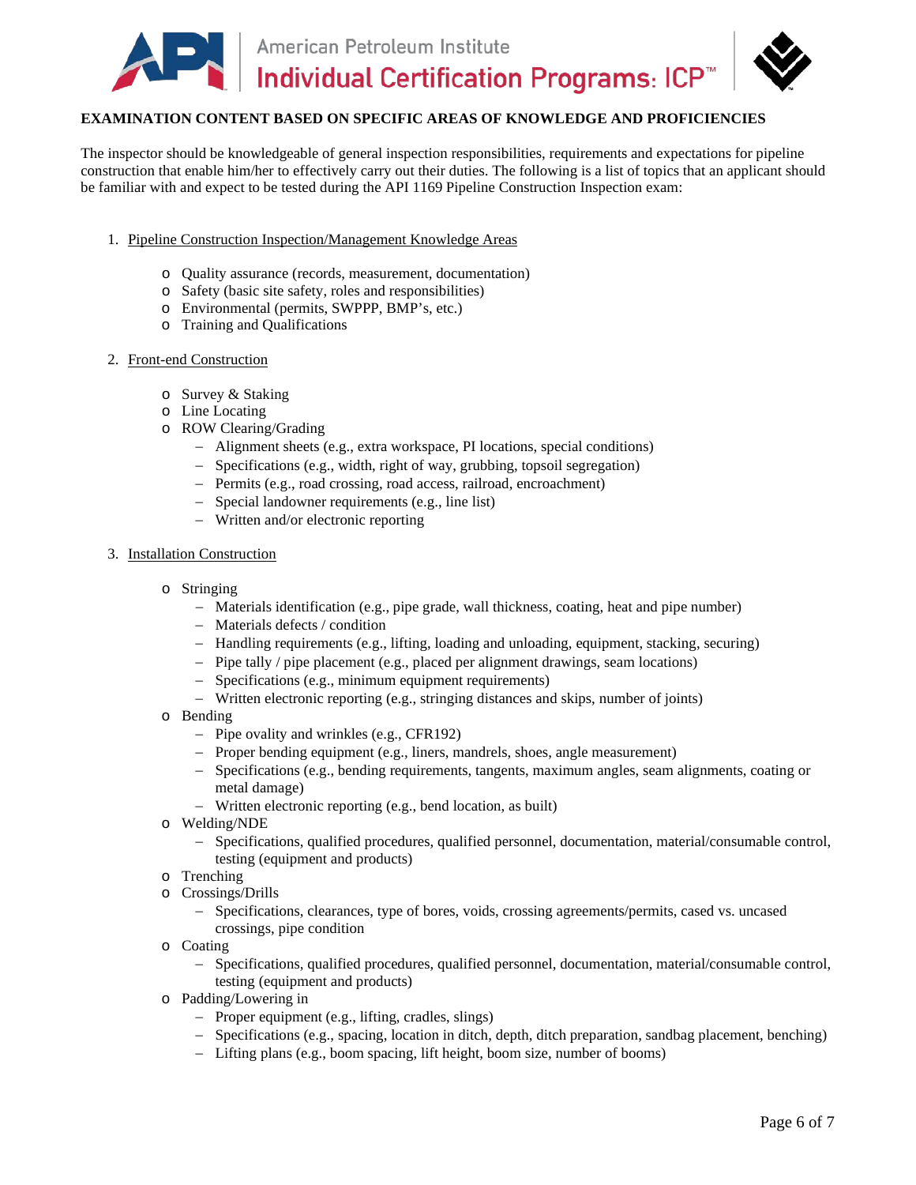**EXAMINATION CONTENT BASED ON SPECIFIC AREAS OF KNOWLEDGE AND PROFICIENCIES**

The inspector should be knowledgeable of general inspection responsibilities, requirements and expectations for pipeline construction that enable him/her to effectively carry out their duties. The following is a list of topics that an applicant should be familiar with and expect to be tested during the API 1169 Pipeline Construction Inspection exam:

1. Pipeline Construction Inspection/Management Knowledge Areas

    - Quality assurance (records, measurement, documentation)
    - Safety (basic site safety, roles and responsibilities)
    - Environmental (permits, SWPPP, BMP's, etc.)
    - Training and Qualifications

2. Front-end Construction

    - Survey & Staking
    - Line Locating
    - ROW Clearing/Grading
        - Alignment sheets (e.g., extra workspace, PI locations, special conditions)
        - Specifications (e.g., width, right of way, grubbing, topsoil segregation)
        - Permits (e.g., road crossing, road access, railroad, encroachment)
        - Special landowner requirements (e.g., line list)
        - Written and/or electronic reporting

3. Installation Construction

    - Stringing
        - Materials identification (e.g., pipe grade, wall thickness, coating, heat and pipe number)
        - Materials defects / condition
        - Handling requirements (e.g., lifting, loading and unloading, equipment, stacking, securing)
        - Pipe tally / pipe placement (e.g., placed per alignment drawings, seam locations)
        - Specifications (e.g., minimum equipment requirements)
        - Written electronic reporting (e.g., stringing distances and skips, number of joints)
    - Bending
        - Pipe ovality and wrinkles (e.g., CFR192)
        - Proper bending equipment (e.g., liners, mandrels, shoes, angle measurement)
        - Specifications (e.g., bending requirements, tangents, maximum angles, seam alignments, coating or metal damage)
        - Written electronic reporting (e.g., bend location, as built)
    - Welding/NDE
        - Specifications, qualified procedures, qualified personnel, documentation, material/consumable control, testing (equipment and products)
    - Trenching
    - Crossings/Drills
        - Specifications, clearances, type of bores, voids, crossing agreements/permits, cased vs. uncased crossings, pipe condition
    - Coating
        - Specifications, qualified procedures, qualified personnel, documentation, material/consumable control, testing (equipment and products)
    - Padding/Lowering in
        - Proper equipment (e.g., lifting, cradles, slings)
        - Specifications (e.g., spacing, location in ditch, depth, ditch preparation, sandbag placement, benching)
        - Lifting plans (e.g., boom spacing, lift height, boom size, number of booms)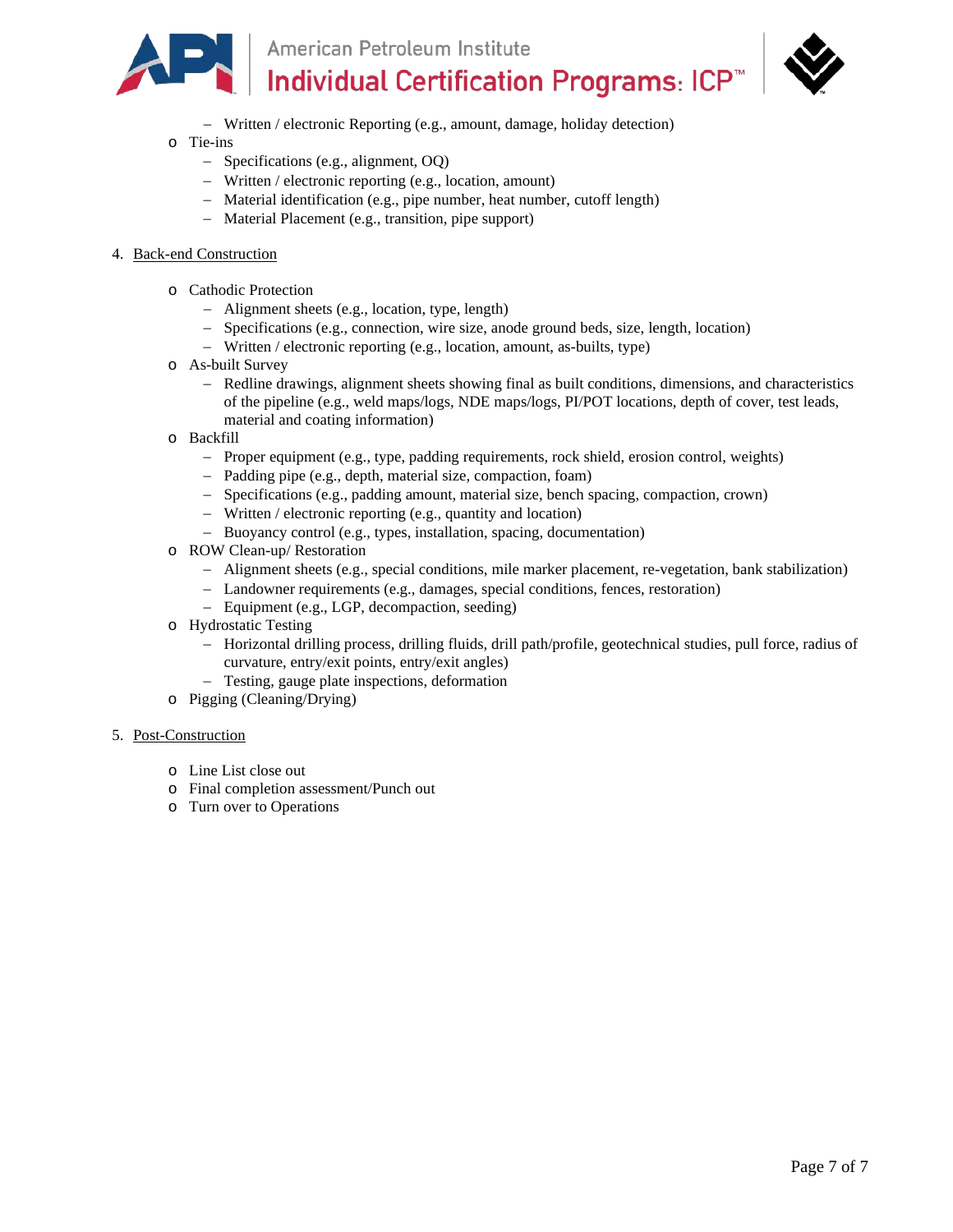- Written / electronic Reporting (e.g., amount, damage, holiday detection)
- Tie-ins
  - Specifications (e.g., alignment, OQ)
  - Written / electronic reporting (e.g., location, amount)
  - Material identification (e.g., pipe number, heat number, cutoff length)
  - Material Placement (e.g., transition, pipe support)

4. <u>Back-end Construction</u>

- Cathodic Protection
  - Alignment sheets (e.g., location, type, length)
  - Specifications (e.g., connection, wire size, anode ground beds, size, length, location)
  - Written / electronic reporting (e.g., location, amount, as-builts, type)
- As-built Survey
  - Redline drawings, alignment sheets showing final as built conditions, dimensions, and characteristics of the pipeline (e.g., weld maps/logs, NDE maps/logs, PI/POT locations, depth of cover, test leads, material and coating information)
- Backfill
  - Proper equipment (e.g., type, padding requirements, rock shield, erosion control, weights)
  - Padding pipe (e.g., depth, material size, compaction, foam)
  - Specifications (e.g., padding amount, material size, bench spacing, compaction, crown)
  - Written / electronic reporting (e.g., quantity and location)
  - Buoyancy control (e.g., types, installation, spacing, documentation)
- ROW Clean-up/ Restoration
  - Alignment sheets (e.g., special conditions, mile marker placement, re-vegetation, bank stabilization)
  - Landowner requirements (e.g., damages, special conditions, fences, restoration)
  - Equipment (e.g., LGP, decompaction, seeding)
- Hydrostatic Testing
  - Horizontal drilling process, drilling fluids, drill path/profile, geotechnical studies, pull force, radius of curvature, entry/exit points, entry/exit angles)
  - Testing, gauge plate inspections, deformation
- Pigging (Cleaning/Drying)

5. <u>Post-Construction</u>

- Line List close out
- Final completion assessment/Punch out
- Turn over to Operations